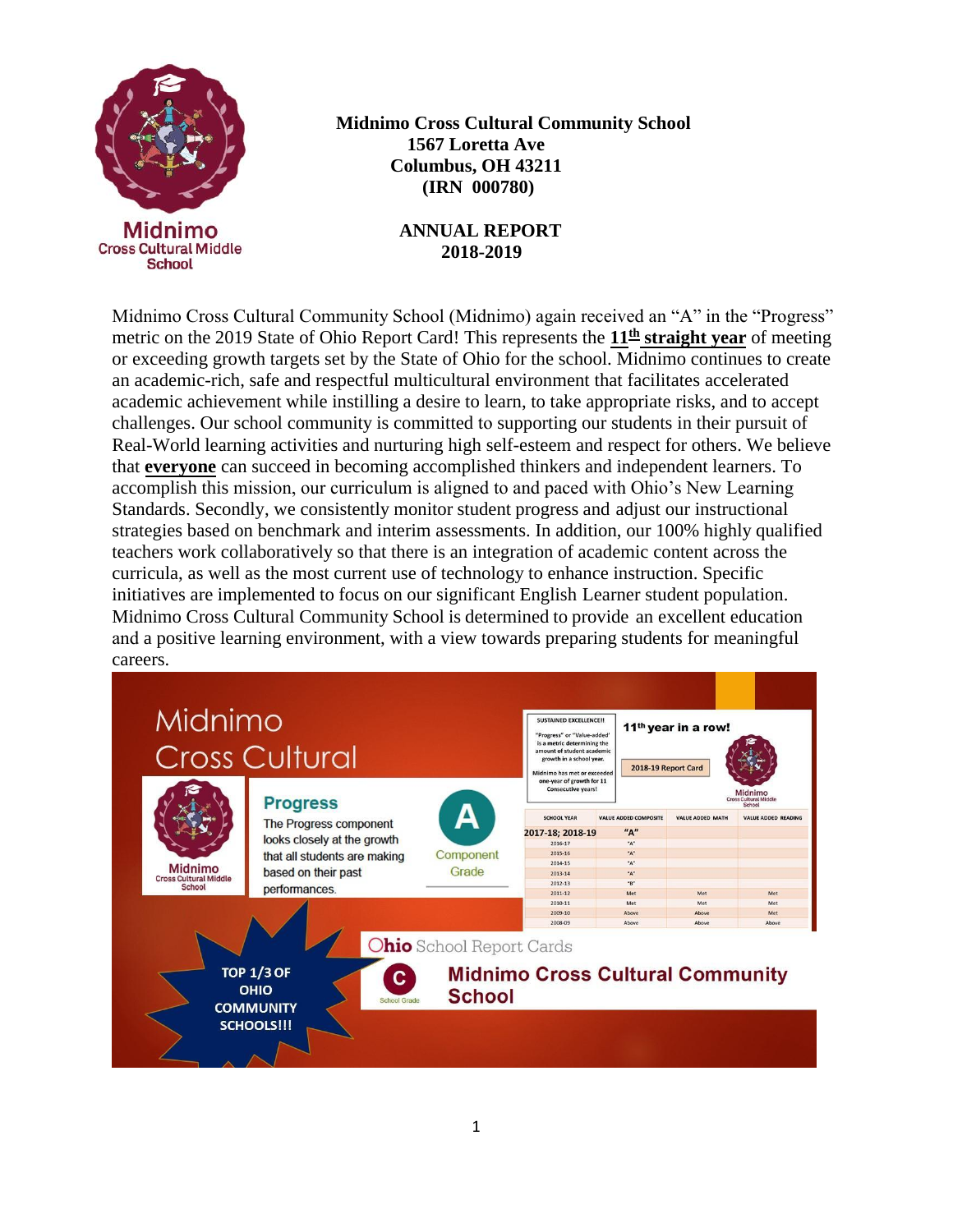**Midnimo Cross Cultural Community School**
**1567 Loretta Ave**
**Columbus, OH 43211**
**(IRN 000780)**

**ANNUAL REPORT**
**2018-2019**

Midnimo Cross Cultural Community School (Midnimo) again received an "A" in the "Progress" metric on the 2019 State of Ohio Report Card! This represents the **11th straight year** of meeting or exceeding growth targets set by the State of Ohio for the school. Midnimo continues to create an academic-rich, safe and respectful multicultural environment that facilitates accelerated academic achievement while instilling a desire to learn, to take appropriate risks, and to accept challenges. Our school community is committed to supporting our students in their pursuit of Real-World learning activities and nurturing high self-esteem and respect for others. We believe that **everyone** can succeed in becoming accomplished thinkers and independent learners. To accomplish this mission, our curriculum is aligned to and paced with Ohio's New Learning Standards. Secondly, we consistently monitor student progress and adjust our instructional strategies based on benchmark and interim assessments. In addition, our 100% highly qualified teachers work collaboratively so that there is an integration of academic content across the curricula, as well as the most current use of technology to enhance instruction. Specific initiatives are implemented to focus on our significant English Learner student population. Midnimo Cross Cultural Community School is determined to provide an excellent education and a positive learning environment, with a view towards preparing students for meaningful careers.

Midnimo Cross Cultural

**Progress**

The Progress component looks closely at the growth that all students are making based on their past performances.

**A** Component Grade

SUSTAINED EXCELLENCE!! "Progress" or "Value-added" is a metric determining the amount of student academic growth in a school year. Midnimo has met or exceeded one-year of growth for 11 Consecutive years!

**11th year in a row!**

2018-19 Report Card

| SCHOOL YEAR | VALUE ADDED COMPOSITE | VALUE ADDED MATH | VALUE ADDED READING |
|---|---|---|---|
| 2017-18; 2018-19 | "A" | | |
| 2016-17 | "A" | | |
| 2015-16 | "A" | | |
| 2014-15 | "A" | | |
| 2013-14 | "A" | | |
| 2012-13 | "B" | | |
| 2011-12 | Met | Met | Met |
| 2010-11 | Met | Met | Met |
| 2009-10 | Above | Above | Met |
| 2008-09 | Above | Above | Above |

**Ohio** School Report Cards

**C** School Grade — **Midnimo Cross Cultural Community School**

**TOP 1/3 OF OHIO COMMUNITY SCHOOLS!!!**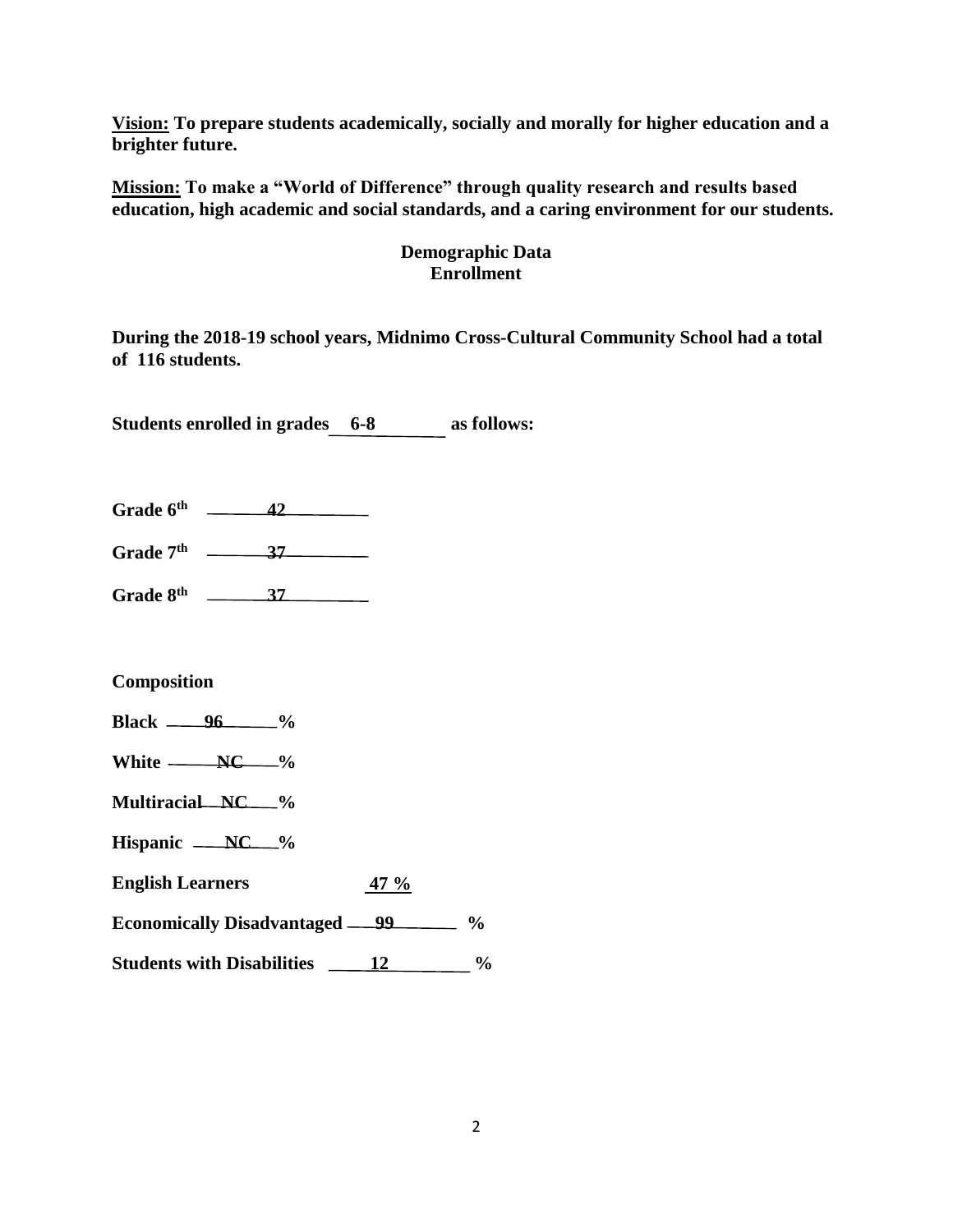**Vision:** **To prepare students academically, socially and morally for higher education and a brighter future.**

**Mission:** **To make a "World of Difference" through quality research and results based education, high academic and social standards, and a caring environment for our students.**

**Demographic Data**
**Enrollment**

**During the 2018-19 school years, Midnimo Cross-Cultural Community School had a total of 116 students.**

**Students enrolled in grades 6-8 as follows:**

**Grade 6th 42**

**Grade 7th 37**

**Grade 8th 37**

**Composition**

**Black 96 %**

**White NC %**

**Multiracial NC %**

**Hispanic NC %**

**English Learners 47 %**

**Economically Disadvantaged 99 %**

**Students with Disabilities 12 %**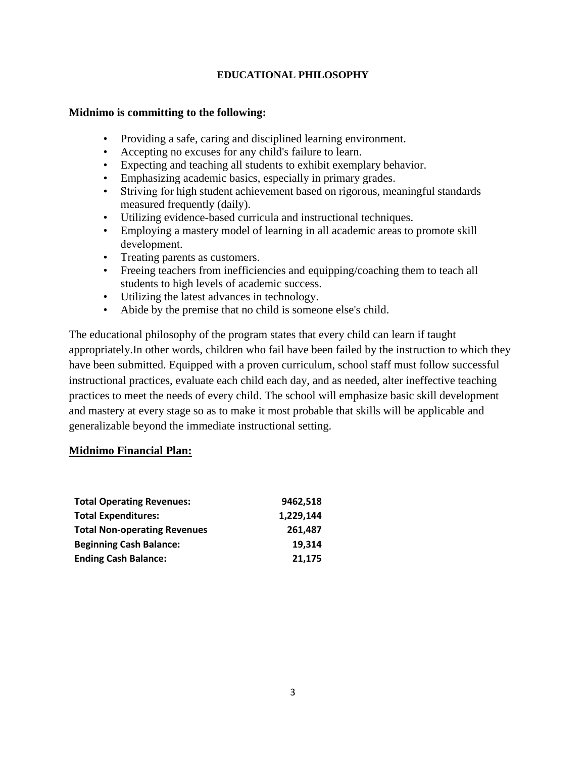# EDUCATIONAL PHILOSOPHY

**Midnimo is committing to the following:**

- Providing a safe, caring and disciplined learning environment.
- Accepting no excuses for any child's failure to learn.
- Expecting and teaching all students to exhibit exemplary behavior.
- Emphasizing academic basics, especially in primary grades.
- Striving for high student achievement based on rigorous, meaningful standards measured frequently (daily).
- Utilizing evidence-based curricula and instructional techniques.
- Employing a mastery model of learning in all academic areas to promote skill development.
- Treating parents as customers.
- Freeing teachers from inefficiencies and equipping/coaching them to teach all students to high levels of academic success.
- Utilizing the latest advances in technology.
- Abide by the premise that no child is someone else's child.

The educational philosophy of the program states that every child can learn if taught appropriately.In other words, children who fail have been failed by the instruction to which they have been submitted. Equipped with a proven curriculum, school staff must follow successful instructional practices, evaluate each child each day, and as needed, alter ineffective teaching practices to meet the needs of every child. The school will emphasize basic skill development and mastery at every stage so as to make it most probable that skills will be applicable and generalizable beyond the immediate instructional setting.

## Midnimo Financial Plan:

| | |
|---|---|
| **Total Operating Revenues:** | **9462,518** |
| **Total Expenditures:** | **1,229,144** |
| **Total Non-operating Revenues** | **261,487** |
| **Beginning Cash Balance:** | **19,314** |
| **Ending Cash Balance:** | **21,175** |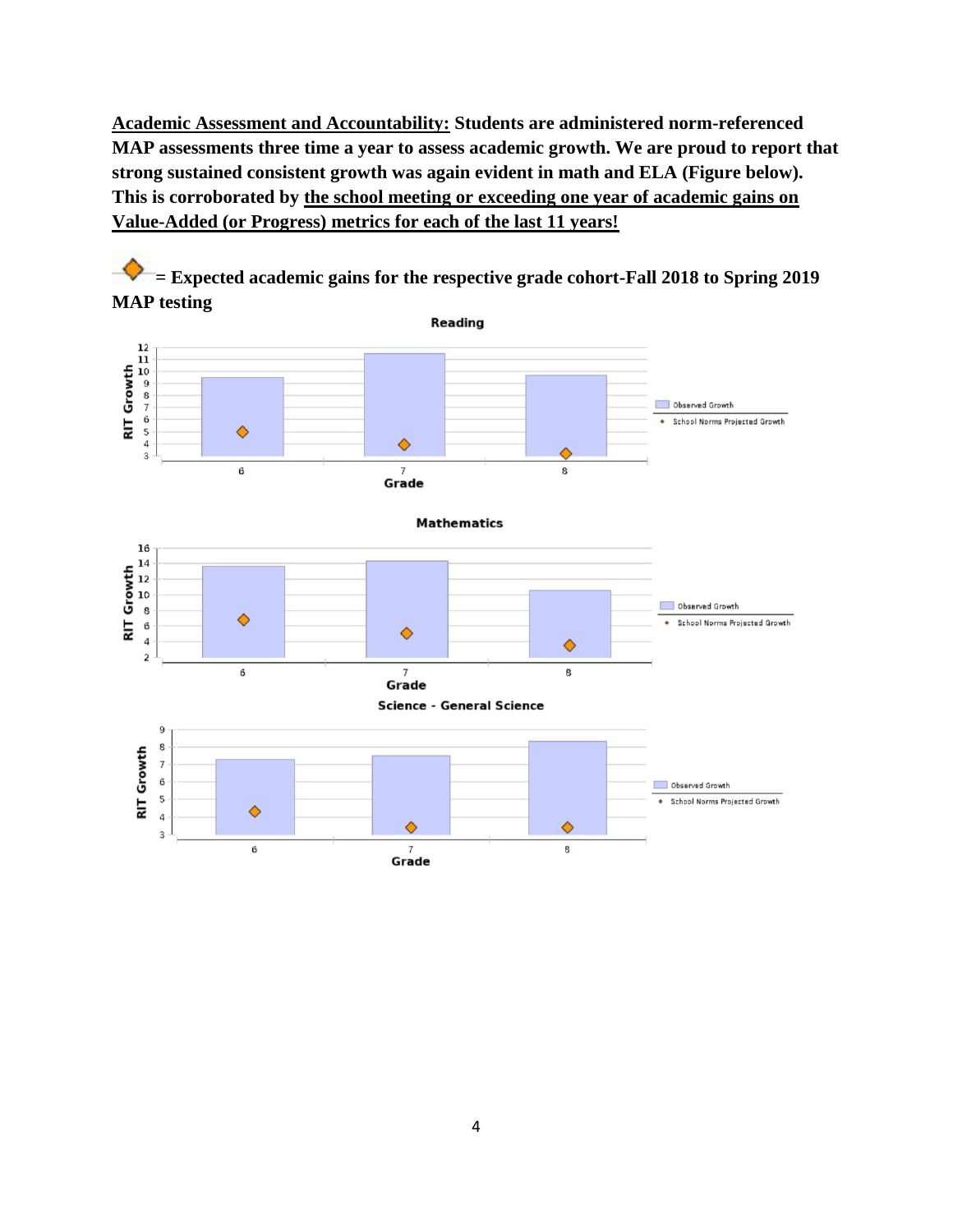**<u>Academic Assessment and Accountability:</u> Students are administered norm-referenced MAP assessments three time a year to assess academic growth. We are proud to report that strong sustained consistent growth was again evident in math and ELA (Figure below). This is corroborated by <u>the school meeting or exceeding one year of academic gains on Value-Added (or Progress) metrics for each of the last 11 years!</u>**

**◆ = Expected academic gains for the respective grade cohort-Fall 2018 to Spring 2019 MAP testing**

**Reading**

RIT Growth

Grade: 6, 7, 8

Observed Growth
School Norms Projected Growth

**Mathematics**

RIT Growth

Grade: 6, 7, 8

Observed Growth
School Norms Projected Growth

**Science - General Science**

RIT Growth

Grade: 6, 7, 8

Observed Growth
School Norms Projected Growth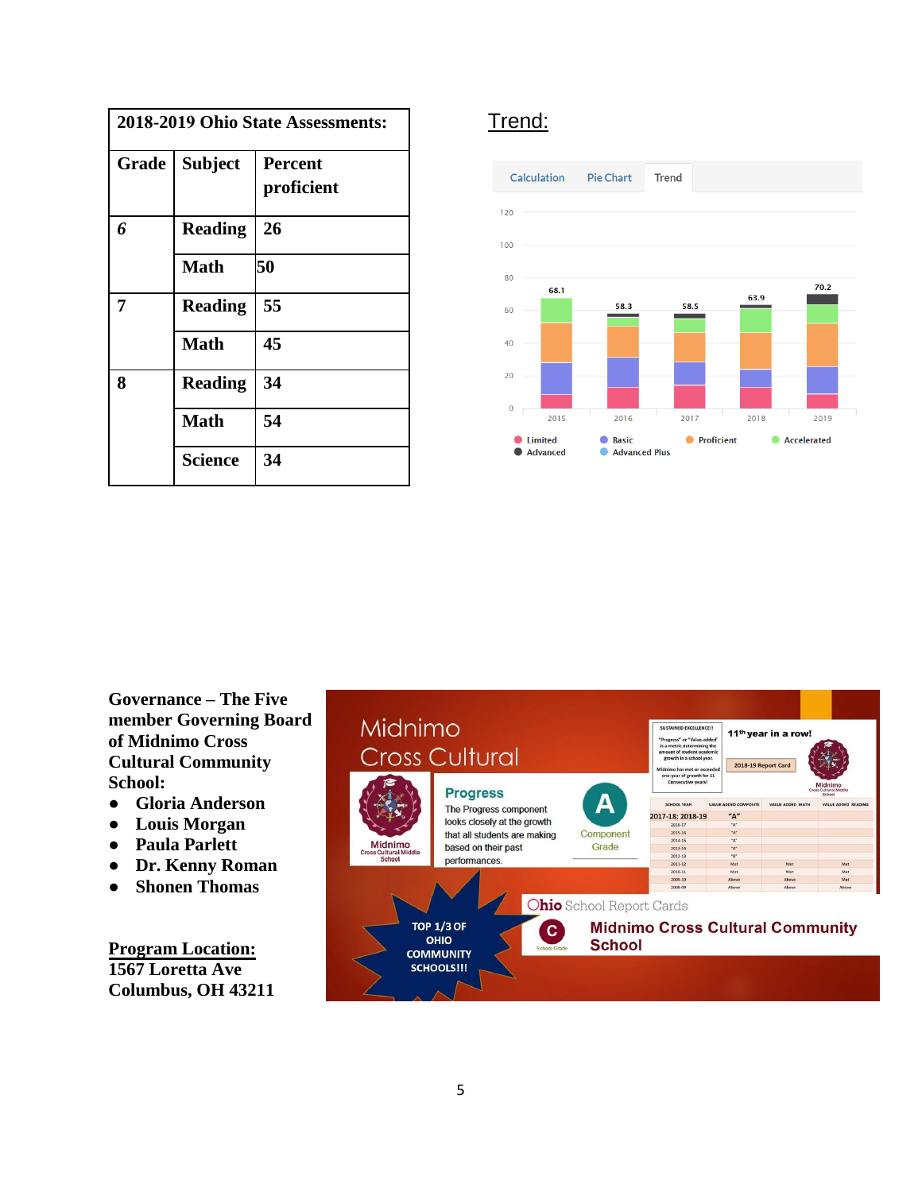| 2018-2019 Ohio State Assessments: | | |
|---|---|---|
| Grade | Subject | Percent proficient |
| *6* | Reading | 26 |
| | Math | 50 |
| 7 | Reading | 55 |
| | Math | 45 |
| 8 | Reading | 34 |
| | Math | 54 |
| | Science | 34 |

## Trend:

Calculation Pie Chart Trend

120
100
80
60
40
20
0

68.1
58.3
58.5
63.9
70.2

2015 2016 2017 2018 2019

Limited Basic Proficient Accelerated
Advanced Advanced Plus

**Governance – The Five member Governing Board of Midnimo Cross Cultural Community School:**

- Gloria Anderson
- Louis Morgan
- Paula Parlett
- Dr. Kenny Roman
- Shonen Thomas

**Program Location:**
**1567 Loretta Ave**
**Columbus, OH 43211**

Midnimo Cross Cultural

Progress
The Progress component looks closely at the growth that all students are making based on their past performances.

A
Component Grade

SUSTAINED EXCELLENCE!!

11th year in a row!

2018-19 Report Card

TOP 1/3 OF OHIO COMMUNITY SCHOOLS!!!

Ohio School Report Cards

C
School Grade

Midnimo Cross Cultural Community School